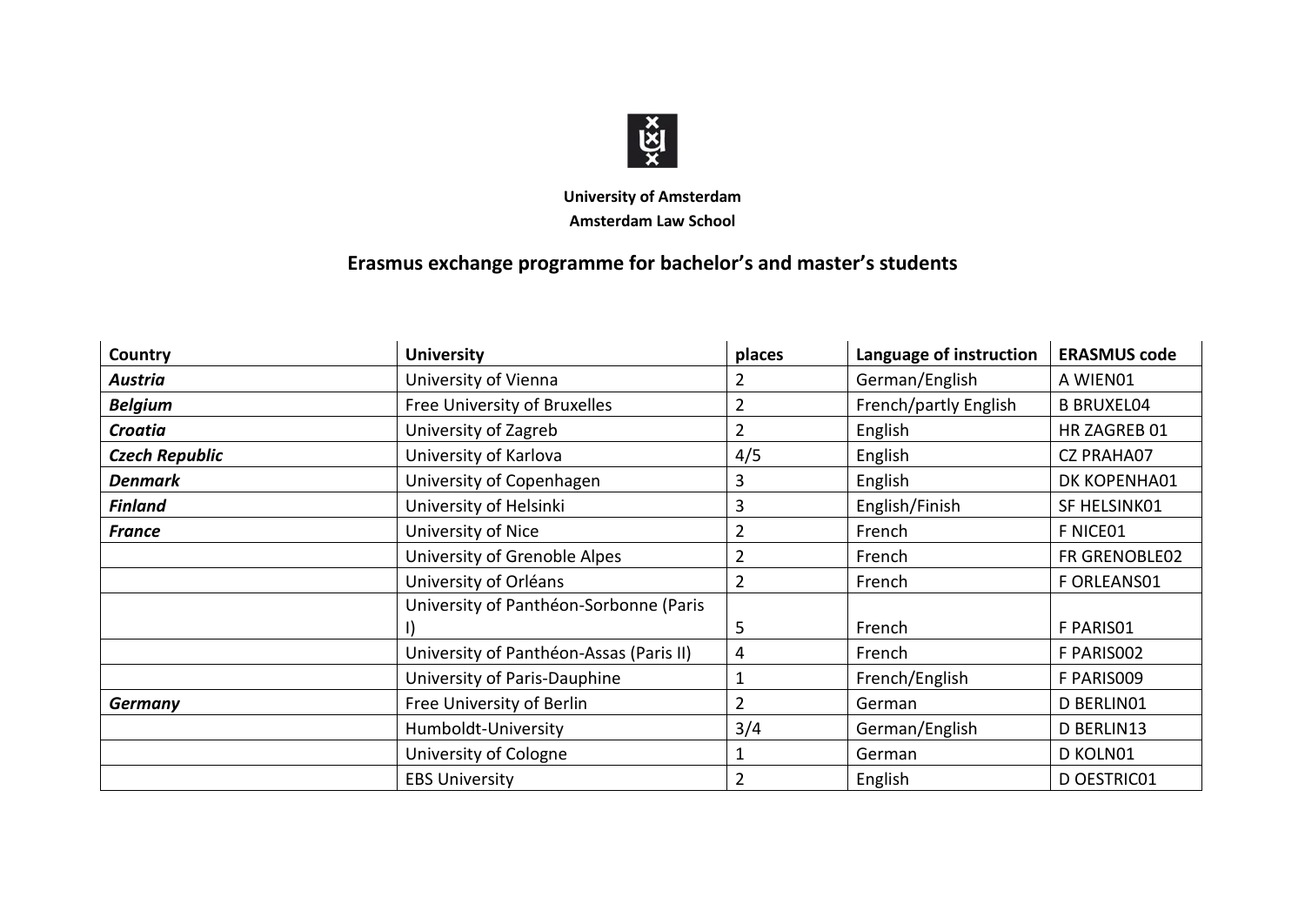**University of Amsterdam**

**Amsterdam Law School**

## Erasmus exchange programme for bachelor's and master's students

| Country | University | places | Language of instruction | ERASMUS code |
|---|---|---|---|---|
| ***Austria*** | University of Vienna | 2 | German/English | A WIEN01 |
| ***Belgium*** | Free University of Bruxelles | 2 | French/partly English | B BRUXEL04 |
| ***Croatia*** | University of Zagreb | 2 | English | HR ZAGREB 01 |
| ***Czech Republic*** | University of Karlova | 4/5 | English | CZ PRAHA07 |
| ***Denmark*** | University of Copenhagen | 3 | English | DK KOPENHA01 |
| ***Finland*** | University of Helsinki | 3 | English/Finish | SF HELSINK01 |
| ***France*** | University of Nice | 2 | French | F NICE01 |
| | University of Grenoble Alpes | 2 | French | FR GRENOBLE02 |
| | University of Orléans | 2 | French | F ORLEANS01 |
| | University of Panthéon-Sorbonne (Paris I) | 5 | French | F PARIS01 |
| | University of Panthéon-Assas (Paris II) | 4 | French | F PARIS002 |
| | University of Paris-Dauphine | 1 | French/English | F PARIS009 |
| ***Germany*** | Free University of Berlin | 2 | German | D BERLIN01 |
| | Humboldt-University | 3/4 | German/English | D BERLIN13 |
| | University of Cologne | 1 | German | D KOLN01 |
| | EBS University | 2 | English | D OESTRIC01 |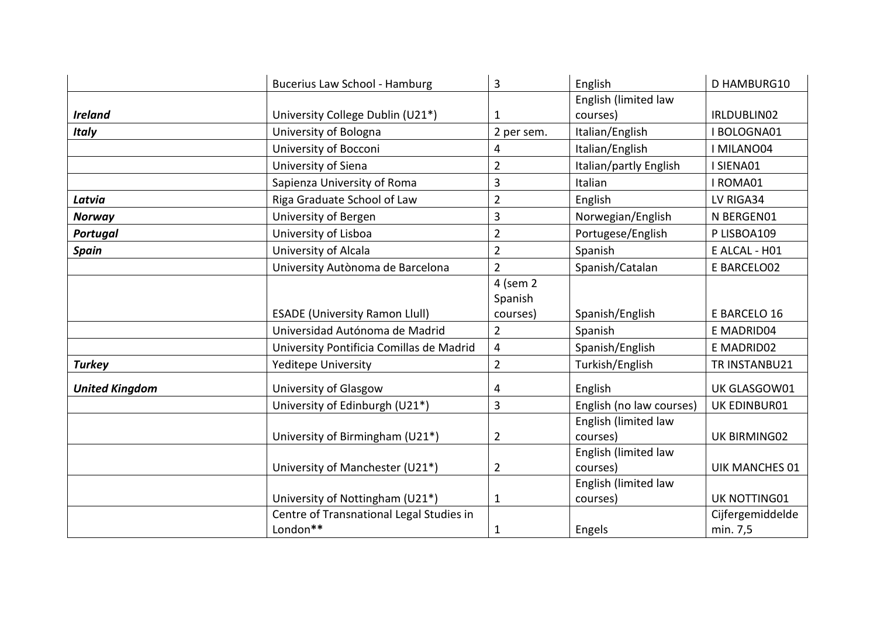| | | | | |
|---|---|---|---|---|
| | Bucerius Law School - Hamburg | 3 | English | D HAMBURG10 |
| ***Ireland*** | University College Dublin (U21*) | 1 | English (limited law courses) | IRLDUBLIN02 |
| ***Italy*** | University of Bologna | 2 per sem. | Italian/English | I BOLOGNA01 |
| | University of Bocconi | 4 | Italian/English | I MILANO04 |
| | University of Siena | 2 | Italian/partly English | I SIENA01 |
| | Sapienza University of Roma | 3 | Italian | I ROMA01 |
| ***Latvia*** | Riga Graduate School of Law | 2 | English | LV RIGA34 |
| ***Norway*** | University of Bergen | 3 | Norwegian/English | N BERGEN01 |
| ***Portugal*** | University of Lisboa | 2 | Portugese/English | P LISBOA109 |
| ***Spain*** | University of Alcala | 2 | Spanish | E ALCAL - H01 |
| | University Autònoma de Barcelona | 2 | Spanish/Catalan | E BARCELO02 |
| | ESADE (University Ramon Llull) | 4 (sem 2 Spanish courses) | Spanish/English | E BARCELO 16 |
| | Universidad Autónoma de Madrid | 2 | Spanish | E MADRID04 |
| | University Pontificia Comillas de Madrid | 4 | Spanish/English | E MADRID02 |
| ***Turkey*** | Yeditepe University | 2 | Turkish/English | TR INSTANBU21 |
| ***United Kingdom*** | University of Glasgow | 4 | English | UK GLASGOW01 |
| | University of Edinburgh (U21*) | 3 | English (no law courses) | UK EDINBUR01 |
| | University of Birmingham (U21*) | 2 | English (limited law courses) | UK BIRMING02 |
| | University of Manchester (U21*) | 2 | English (limited law courses) | UIK MANCHES 01 |
| | University of Nottingham (U21*) | 1 | English (limited law courses) | UK NOTTING01 |
| | Centre of Transnational Legal Studies in London** | 1 | Engels | Cijfergemiddelde min. 7,5 |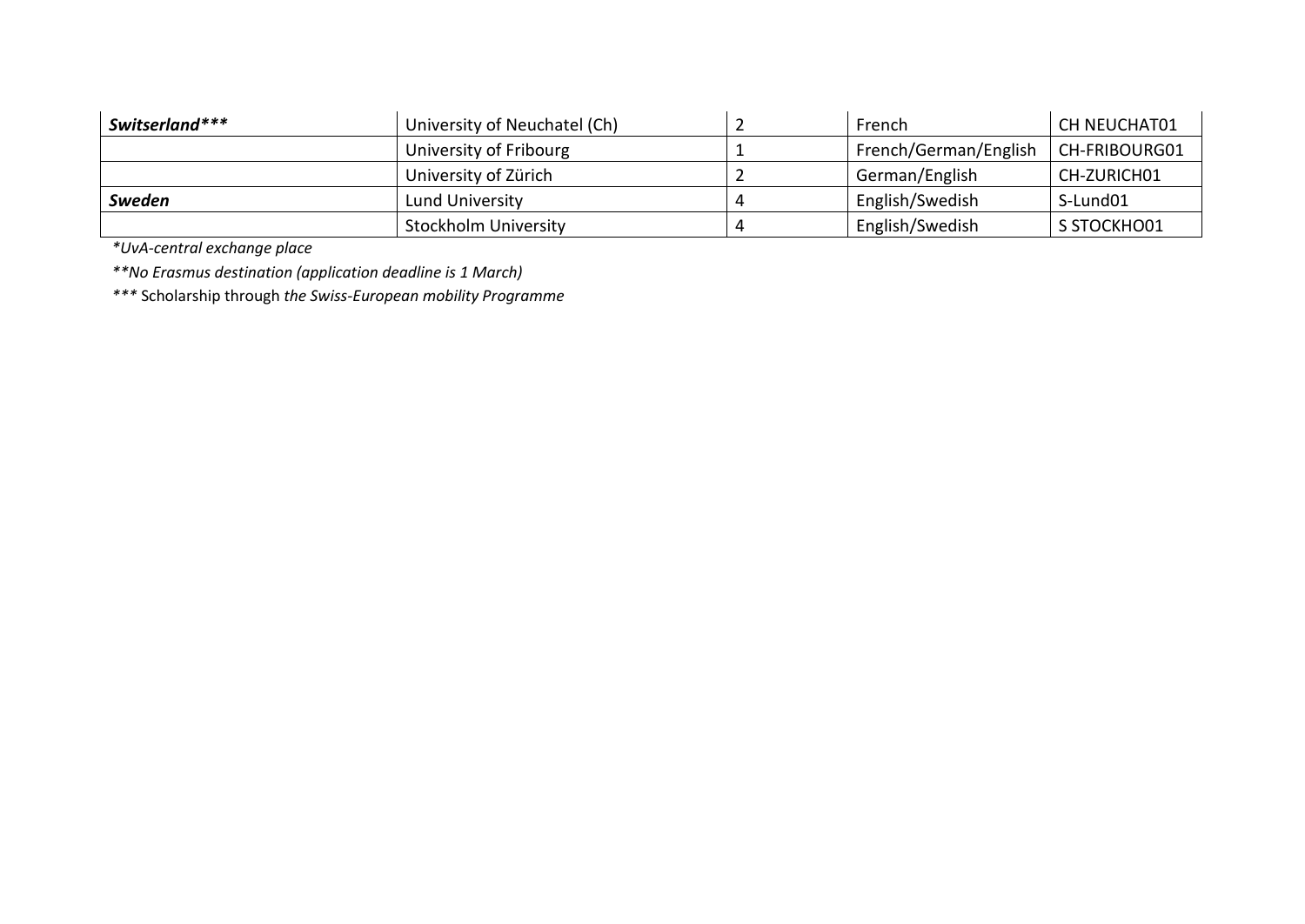| | | | | |
|---|---|---|---|---|
| ***Switzerland**** | University of Neuchatel (Ch) | 2 | French | CH NEUCHAT01 |
| | University of Fribourg | 1 | French/German/English | CH-FRIBOURG01 |
| | University of Zürich | 2 | German/English | CH-ZURICH01 |
| ***Sweden*** | Lund University | 4 | English/Swedish | S-Lund01 |
| | Stockholm University | 4 | English/Swedish | S STOCKHO01 |

**UvA-central exchange place*

***No Erasmus destination (application deadline is 1 March)*

*** Scholarship through *the Swiss-European mobility Programme*